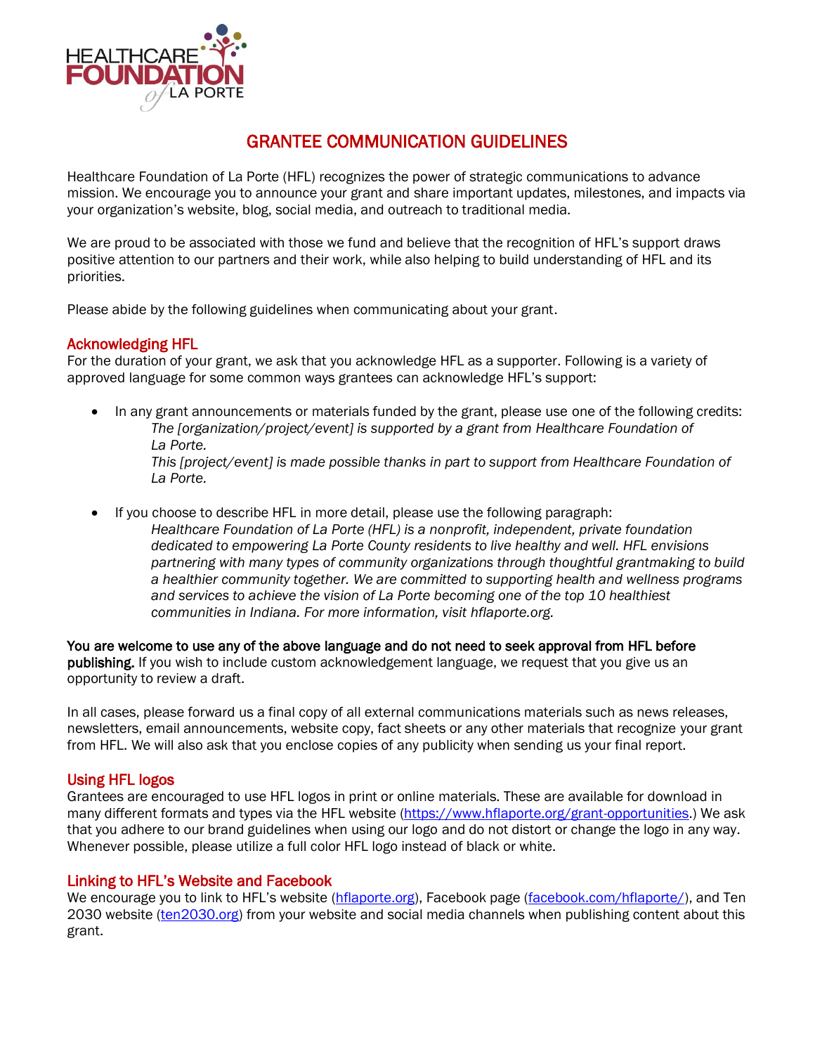# GRANTEE COMMUNICATION GUIDELINES

Healthcare Foundation of La Porte (HFL) recognizes the power of strategic communications to advance mission. We encourage you to announce your grant and share important updates, milestones, and impacts via your organization's website, blog, social media, and outreach to traditional media.

We are proud to be associated with those we fund and believe that the recognition of HFL's support draws positive attention to our partners and their work, while also helping to build understanding of HFL and its priorities.

Please abide by the following guidelines when communicating about your grant.

## Acknowledging HFL

For the duration of your grant, we ask that you acknowledge HFL as a supporter. Following is a variety of approved language for some common ways grantees can acknowledge HFL's support:

- In any grant announcements or materials funded by the grant, please use one of the following credits:

  *The [organization/project/event] is supported by a grant from Healthcare Foundation of La Porte.*

  *This [project/event] is made possible thanks in part to support from Healthcare Foundation of La Porte.*

- If you choose to describe HFL in more detail, please use the following paragraph:

  *Healthcare Foundation of La Porte (HFL) is a nonprofit, independent, private foundation dedicated to empowering La Porte County residents to live healthy and well. HFL envisions partnering with many types of community organizations through thoughtful grantmaking to build a healthier community together. We are committed to supporting health and wellness programs and services to achieve the vision of La Porte becoming one of the top 10 healthiest communities in Indiana. For more information, visit hflaporte.org.*

**You are welcome to use any of the above language and do not need to seek approval from HFL before publishing.** If you wish to include custom acknowledgement language, we request that you give us an opportunity to review a draft.

In all cases, please forward us a final copy of all external communications materials such as news releases, newsletters, email announcements, website copy, fact sheets or any other materials that recognize your grant from HFL. We will also ask that you enclose copies of any publicity when sending us your final report.

## Using HFL logos

Grantees are encouraged to use HFL logos in print or online materials. These are available for download in many different formats and types via the HFL website (https://www.hflaporte.org/grant-opportunities.) We ask that you adhere to our brand guidelines when using our logo and do not distort or change the logo in any way. Whenever possible, please utilize a full color HFL logo instead of black or white.

## Linking to HFL's Website and Facebook

We encourage you to link to HFL's website (hflaporte.org), Facebook page (facebook.com/hflaporte/), and Ten 2030 website (ten2030.org) from your website and social media channels when publishing content about this grant.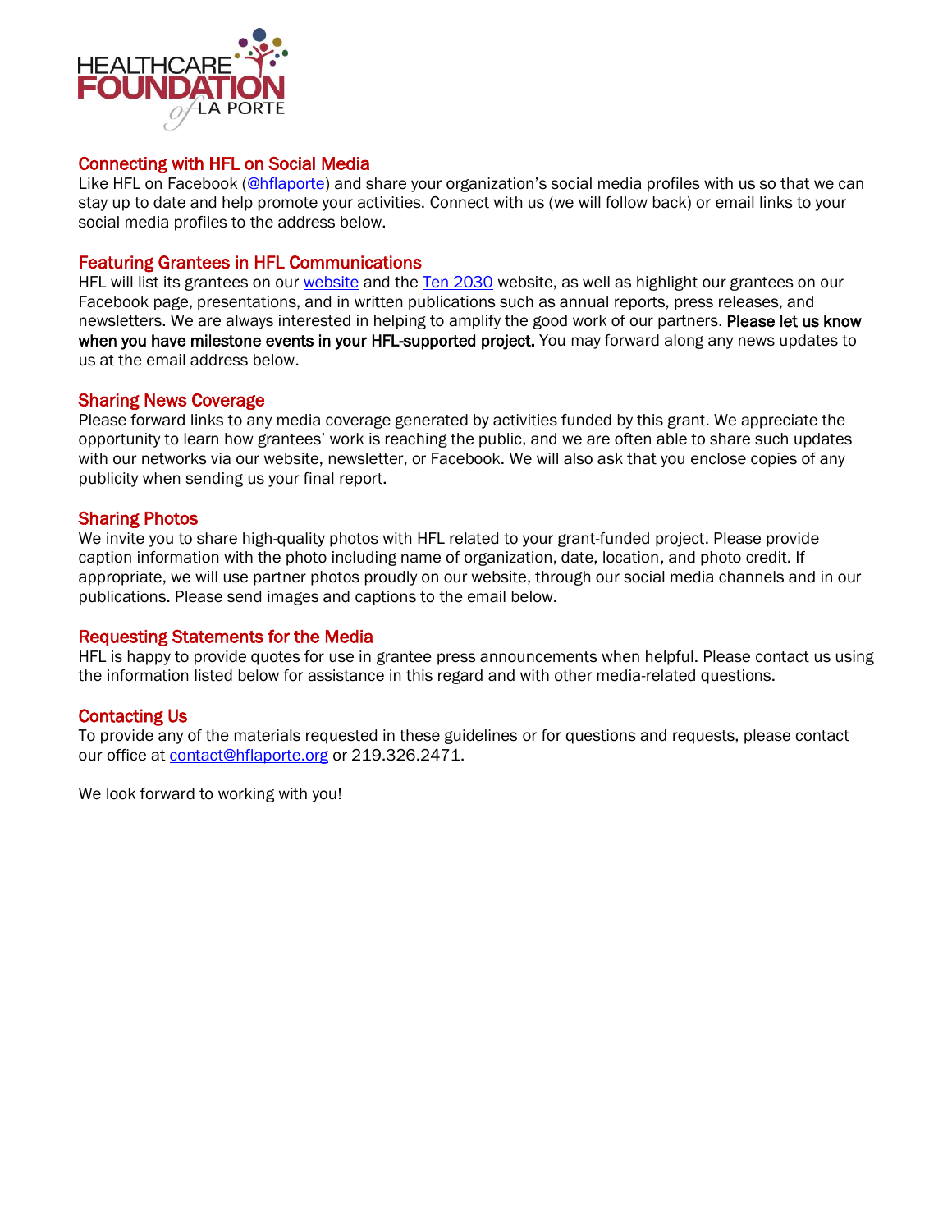## Connecting with HFL on Social Media

Like HFL on Facebook (@hflaporte) and share your organization's social media profiles with us so that we can stay up to date and help promote your activities. Connect with us (we will follow back) or email links to your social media profiles to the address below.

## Featuring Grantees in HFL Communications

HFL will list its grantees on our website and the Ten 2030 website, as well as highlight our grantees on our Facebook page, presentations, and in written publications such as annual reports, press releases, and newsletters. We are always interested in helping to amplify the good work of our partners. **Please let us know when you have milestone events in your HFL-supported project.** You may forward along any news updates to us at the email address below.

## Sharing News Coverage

Please forward links to any media coverage generated by activities funded by this grant. We appreciate the opportunity to learn how grantees' work is reaching the public, and we are often able to share such updates with our networks via our website, newsletter, or Facebook. We will also ask that you enclose copies of any publicity when sending us your final report.

## Sharing Photos

We invite you to share high-quality photos with HFL related to your grant-funded project. Please provide caption information with the photo including name of organization, date, location, and photo credit. If appropriate, we will use partner photos proudly on our website, through our social media channels and in our publications. Please send images and captions to the email below.

## Requesting Statements for the Media

HFL is happy to provide quotes for use in grantee press announcements when helpful. Please contact us using the information listed below for assistance in this regard and with other media-related questions.

## Contacting Us

To provide any of the materials requested in these guidelines or for questions and requests, please contact our office at contact@hflaporte.org or 219.326.2471.

We look forward to working with you!